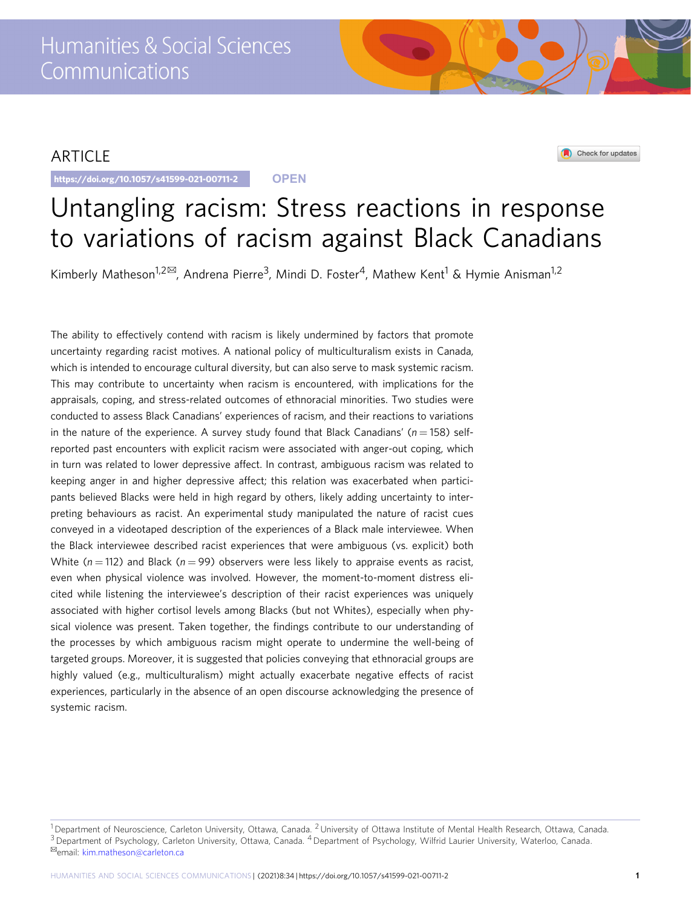ARTICLE

https://doi.org/10.1057/s41599-021-00711-2 OPEN

# Untangling racism: Stress reactions in response to variations of racism against Black Canadians

Kimberly Matheson[1,2✉], Andrena Pierre[3], Mindi D. Foster[4], Mathew Kent[1] & Hymie Anisman[1,2]

The ability to effectively contend with racism is likely undermined by factors that promote uncertainty regarding racist motives. A national policy of multiculturalism exists in Canada, which is intended to encourage cultural diversity, but can also serve to mask systemic racism. This may contribute to uncertainty when racism is encountered, with implications for the appraisals, coping, and stress-related outcomes of ethnoracial minorities. Two studies were conducted to assess Black Canadians' experiences of racism, and their reactions to variations in the nature of the experience. A survey study found that Black Canadians' ($n = 158$) self-reported past encounters with explicit racism were associated with anger-out coping, which in turn was related to lower depressive affect. In contrast, ambiguous racism was related to keeping anger in and higher depressive affect; this relation was exacerbated when participants believed Blacks were held in high regard by others, likely adding uncertainty to interpreting behaviours as racist. An experimental study manipulated the nature of racist cues conveyed in a videotaped description of the experiences of a Black male interviewee. When the Black interviewee described racist experiences that were ambiguous (vs. explicit) both White ($n = 112$) and Black ($n = 99$) observers were less likely to appraise events as racist, even when physical violence was involved. However, the moment-to-moment distress elicited while listening the interviewee's description of their racist experiences was uniquely associated with higher cortisol levels among Blacks (but not Whites), especially when physical violence was present. Taken together, the findings contribute to our understanding of the processes by which ambiguous racism might operate to undermine the well-being of targeted groups. Moreover, it is suggested that policies conveying that ethnoracial groups are highly valued (e.g., multiculturalism) might actually exacerbate negative effects of racist experiences, particularly in the absence of an open discourse acknowledging the presence of systemic racism.

[1] Department of Neuroscience, Carleton University, Ottawa, Canada. [2] University of Ottawa Institute of Mental Health Research, Ottawa, Canada. [3] Department of Psychology, Carleton University, Ottawa, Canada. [4] Department of Psychology, Wilfrid Laurier University, Waterloo, Canada. ✉email: kim.matheson@carleton.ca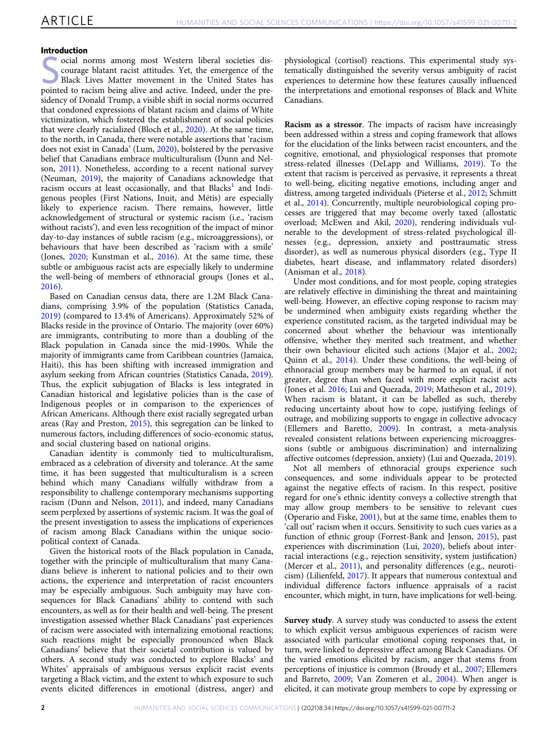## Introduction

Social norms among most Western liberal societies discourage blatant racist attitudes. Yet, the emergence of the Black Lives Matter movement in the United States has pointed to racism being alive and active. Indeed, under the presidency of Donald Trump, a visible shift in social norms occurred that condoned expressions of blatant racism and claims of White victimization, which fostered the establishment of social policies that were clearly racialized (Bloch et al., 2020). At the same time, to the north, in Canada, there were notable assertions that 'racism does not exist in Canada' (Lum, 2020), bolstered by the pervasive belief that Canadians embrace multiculturalism (Dunn and Nelson, 2011). Nonetheless, according to a recent national survey (Neuman, 2019), the majority of Canadians acknowledge that racism occurs at least occasionally, and that Blacks[1] and Indigenous peoples (First Nations, Inuit, and Métis) are especially likely to experience racism. There remains, however, little acknowledgement of structural or systemic racism (i.e., 'racism without racists'), and even less recognition of the impact of minor day-to-day instances of subtle racism (e.g., microaggressions), or behaviours that have been described as 'racism with a smile' (Jones, 2020; Kunstman et al., 2016). At the same time, these subtle or ambiguous racist acts are especially likely to undermine the well-being of members of ethnoracial groups (Jones et al., 2016).

Based on Canadian census data, there are 1.2M Black Canadians, comprising 3.9% of the population (Statistics Canada, 2019) (compared to 13.4% of Americans). Approximately 52% of Blacks reside in the province of Ontario. The majority (over 60%) are immigrants, contributing to more than a doubling of the Black population in Canada since the mid-1990s. While the majority of immigrants came from Caribbean countries (Jamaica, Haiti), this has been shifting with increased immigration and asylum seeking from African countries (Statistics Canada, 2019). Thus, the explicit subjugation of Blacks is less integrated in Canadian historical and legislative policies than is the case of Indigenous peoples or in comparison to the experiences of African Americans. Although there exist racially segregated urban areas (Ray and Preston, 2015), this segregation can be linked to numerous factors, including differences of socio-economic status, and social clustering based on national origins.

Canadian identity is commonly tied to multiculturalism, embraced as a celebration of diversity and tolerance. At the same time, it has been suggested that multiculturalism is a screen behind which many Canadians wilfully withdraw from a responsibility to challenge contemporary mechanisms supporting racism (Dunn and Nelson, 2011), and indeed, many Canadians seem perplexed by assertions of systemic racism. It was the goal of the present investigation to assess the implications of experiences of racism among Black Canadians within the unique sociopolitical context of Canada.

Given the historical roots of the Black population in Canada, together with the principle of multiculturalism that many Canadians believe is inherent to national policies and to their own actions, the experience and interpretation of racist encounters may be especially ambiguous. Such ambiguity may have consequences for Black Canadians' ability to contend with such encounters, as well as for their health and well-being. The present investigation assessed whether Black Canadians' past experiences of racism were associated with internalizing emotional reactions; such reactions might be especially pronounced when Black Canadians' believe that their societal contribution is valued by others. A second study was conducted to explore Blacks' and Whites' appraisals of ambiguous versus explicit racist events targeting a Black victim, and the extent to which exposure to such events elicited differences in emotional (distress, anger) and physiological (cortisol) reactions. This experimental study systematically distinguished the severity versus ambiguity of racist experiences to determine how these features causally influenced the interpretations and emotional responses of Black and White Canadians.

**Racism as a stressor**. The impacts of racism have increasingly been addressed within a stress and coping framework that allows for the elucidation of the links between racist encounters, and the cognitive, emotional, and physiological responses that promote stress-related illnesses (DeLapp and Williams, 2019). To the extent that racism is perceived as pervasive, it represents a threat to well-being, eliciting negative emotions, including anger and distress, among targeted individuals (Pieterse et al., 2012; Schmitt et al., 2014). Concurrently, multiple neurobiological coping processes are triggered that may become overly taxed (allostatic overload; McEwen and Akil, 2020), rendering individuals vulnerable to the development of stress-related psychological illnesses (e.g., depression, anxiety and posttraumatic stress disorder), as well as numerous physical disorders (e.g., Type II diabetes, heart disease, and inflammatory related disorders) (Anisman et al., 2018).

Under most conditions, and for most people, coping strategies are relatively effective in diminishing the threat and maintaining well-being. However, an effective coping response to racism may be undermined when ambiguity exists regarding whether the experience constituted racism, as the targeted individual may be concerned about whether the behaviour was intentionally offensive, whether they merited such treatment, and whether their own behaviour elicited such actions (Major et al., 2002; Quinn et al., 2014). Under these conditions, the well-being of ethnoracial group members may be harmed to an equal, if not greater, degree than when faced with more explicit racist acts (Jones et al. 2016; Lui and Quezada, 2019; Matheson et al., 2019). When racism is blatant, it can be labelled as such, thereby reducing uncertainty about how to cope, justifying feelings of outrage, and mobilizing supports to engage in collective advocacy (Ellemers and Baretto, 2009). In contrast, a meta-analysis revealed consistent relations between experiencing microaggressions (subtle or ambiguous discrimination) and internalizing affective outcomes (depression, anxiety) (Lui and Quezada, 2019).

Not all members of ethnoracial groups experience such consequences, and some individuals appear to be protected against the negative effects of racism. In this respect, positive regard for one's ethnic identity conveys a collective strength that may allow group members to be sensitive to relevant cues (Operario and Fiske, 2001), but at the same time, enables them to 'call out' racism when it occurs. Sensitivity to such cues varies as a function of ethnic group (Forrest-Bank and Jenson, 2015), past experiences with discrimination (Lui, 2020), beliefs about interracial interactions (e.g., rejection sensitivity, system justification) (Mercer et al., 2011), and personality differences (e.g., neuroticism) (Lilienfeld, 2017). It appears that numerous contextual and individual difference factors influence appraisals of a racist encounter, which might, in turn, have implications for well-being.

**Survey study**. A survey study was conducted to assess the extent to which explicit versus ambiguous experiences of racism were associated with particular emotional coping responses that, in turn, were linked to depressive affect among Black Canadians. Of the varied emotions elicited by racism, anger that stems from perceptions of injustice is common (Broudy et al., 2007; Ellemers and Barreto, 2009; Van Zomeren et al., 2004). When anger is elicited, it can motivate group members to cope by expressing or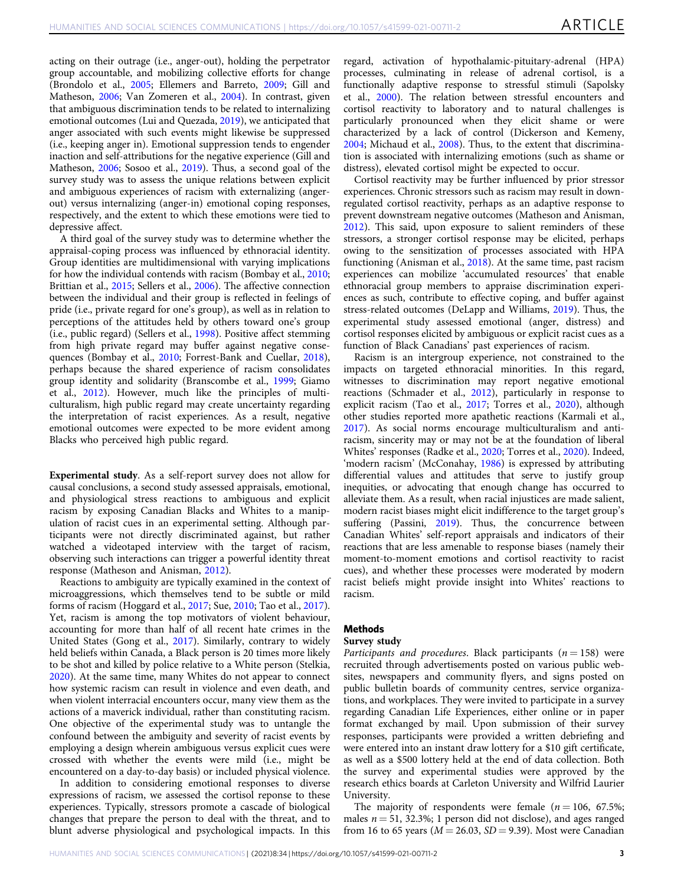acting on their outrage (i.e., anger-out), holding the perpetrator group accountable, and mobilizing collective efforts for change (Brondolo et al., 2005; Ellemers and Barreto, 2009; Gill and Matheson, 2006; Van Zomeren et al., 2004). In contrast, given that ambiguous discrimination tends to be related to internalizing emotional outcomes (Lui and Quezada, 2019), we anticipated that anger associated with such events might likewise be suppressed (i.e., keeping anger in). Emotional suppression tends to engender inaction and self-attributions for the negative experience (Gill and Matheson, 2006; Sosoo et al., 2019). Thus, a second goal of the survey study was to assess the unique relations between explicit and ambiguous experiences of racism with externalizing (anger-out) versus internalizing (anger-in) emotional coping responses, respectively, and the extent to which these emotions were tied to depressive affect.

A third goal of the survey study was to determine whether the appraisal-coping process was influenced by ethnoracial identity. Group identities are multidimensional with varying implications for how the individual contends with racism (Bombay et al., 2010; Brittian et al., 2015; Sellers et al., 2006). The affective connection between the individual and their group is reflected in feelings of pride (i.e., private regard for one's group), as well as in relation to perceptions of the attitudes held by others toward one's group (i.e., public regard) (Sellers et al., 1998). Positive affect stemming from high private regard may buffer against negative consequences (Bombay et al., 2010; Forrest-Bank and Cuellar, 2018), perhaps because the shared experience of racism consolidates group identity and solidarity (Branscombe et al., 1999; Giamo et al., 2012). However, much like the principles of multiculturalism, high public regard may create uncertainty regarding the interpretation of racist experiences. As a result, negative emotional outcomes were expected to be more evident among Blacks who perceived high public regard.

**Experimental study**. As a self-report survey does not allow for causal conclusions, a second study assessed appraisals, emotional, and physiological stress reactions to ambiguous and explicit racism by exposing Canadian Blacks and Whites to a manipulation of racist cues in an experimental setting. Although participants were not directly discriminated against, but rather watched a videotaped interview with the target of racism, observing such interactions can trigger a powerful identity threat response (Matheson and Anisman, 2012).

Reactions to ambiguity are typically examined in the context of microaggressions, which themselves tend to be subtle or mild forms of racism (Hoggard et al., 2017; Sue, 2010; Tao et al., 2017). Yet, racism is among the top motivators of violent behaviour, accounting for more than half of all recent hate crimes in the United States (Gong et al., 2017). Similarly, contrary to widely held beliefs within Canada, a Black person is 20 times more likely to be shot and killed by police relative to a White person (Stelkia, 2020). At the same time, many Whites do not appear to connect how systemic racism can result in violence and even death, and when violent interracial encounters occur, many view them as the actions of a maverick individual, rather than constituting racism. One objective of the experimental study was to untangle the confound between the ambiguity and severity of racist events by employing a design wherein ambiguous versus explicit cues were crossed with whether the events were mild (i.e., might be encountered on a day-to-day basis) or included physical violence.

In addition to considering emotional responses to diverse expressions of racism, we assessed the cortisol reponse to these experiences. Typically, stressors promote a cascade of biological changes that prepare the person to deal with the threat, and to blunt adverse physiological and psychological impacts. In this regard, activation of hypothalamic-pituitary-adrenal (HPA) processes, culminating in release of adrenal cortisol, is a functionally adaptive response to stressful stimuli (Sapolsky et al., 2000). The relation between stressful encounters and cortisol reactivity to laboratory and to natural challenges is particularly pronounced when they elicit shame or were characterized by a lack of control (Dickerson and Kemeny, 2004; Michaud et al., 2008). Thus, to the extent that discrimination is associated with internalizing emotions (such as shame or distress), elevated cortisol might be expected to occur.

Cortisol reactivity may be further influenced by prior stressor experiences. Chronic stressors such as racism may result in down-regulated cortisol reactivity, perhaps as an adaptive response to prevent downstream negative outcomes (Matheson and Anisman, 2012). This said, upon exposure to salient reminders of these stressors, a stronger cortisol response may be elicited, perhaps owing to the sensitization of processes associated with HPA functioning (Anisman et al., 2018). At the same time, past racism experiences can mobilize 'accumulated resources' that enable ethnoracial group members to appraise discrimination experiences as such, contribute to effective coping, and buffer against stress-related outcomes (DeLapp and Williams, 2019). Thus, the experimental study assessed emotional (anger, distress) and cortisol responses elicited by ambiguous or explicit racist cues as a function of Black Canadians' past experiences of racism.

Racism is an intergroup experience, not constrained to the impacts on targeted ethnoracial minorities. In this regard, witnesses to discrimination may report negative emotional reactions (Schmader et al., 2012), particularly in response to explicit racism (Tao et al., 2017; Torres et al., 2020), although other studies reported more apathetic reactions (Karmali et al., 2017). As social norms encourage multiculturalism and anti-racism, sincerity may or may not be at the foundation of liberal Whites' responses (Radke et al., 2020; Torres et al., 2020). Indeed, 'modern racism' (McConahay, 1986) is expressed by attributing differential values and attitudes that serve to justify group inequities, or advocating that enough change has occurred to alleviate them. As a result, when racial injustices are made salient, modern racist biases might elicit indifference to the target group's suffering (Passini, 2019). Thus, the concurrence between Canadian Whites' self-report appraisals and indicators of their reactions that are less amenable to response biases (namely their moment-to-moment emotions and cortisol reactivity to racist cues), and whether these processes were moderated by modern racist beliefs might provide insight into Whites' reactions to racism.

## Methods

### Survey study

*Participants and procedures*. Black participants ($n = 158$) were recruited through advertisements posted on various public websites, newspapers and community flyers, and signs posted on public bulletin boards of community centres, service organizations, and workplaces. They were invited to participate in a survey regarding Canadian Life Experiences, either online or in paper format exchanged by mail. Upon submission of their survey responses, participants were provided a written debriefing and were entered into an instant draw lottery for a \$10 gift certificate, as well as a \$500 lottery held at the end of data collection. Both the survey and experimental studies were approved by the research ethics boards at Carleton University and Wilfrid Laurier University.

The majority of respondents were female ($n = 106$, 67.5%; males $n = 51$, 32.3%; 1 person did not disclose), and ages ranged from 16 to 65 years ($M = 26.03$, $SD = 9.39$). Most were Canadian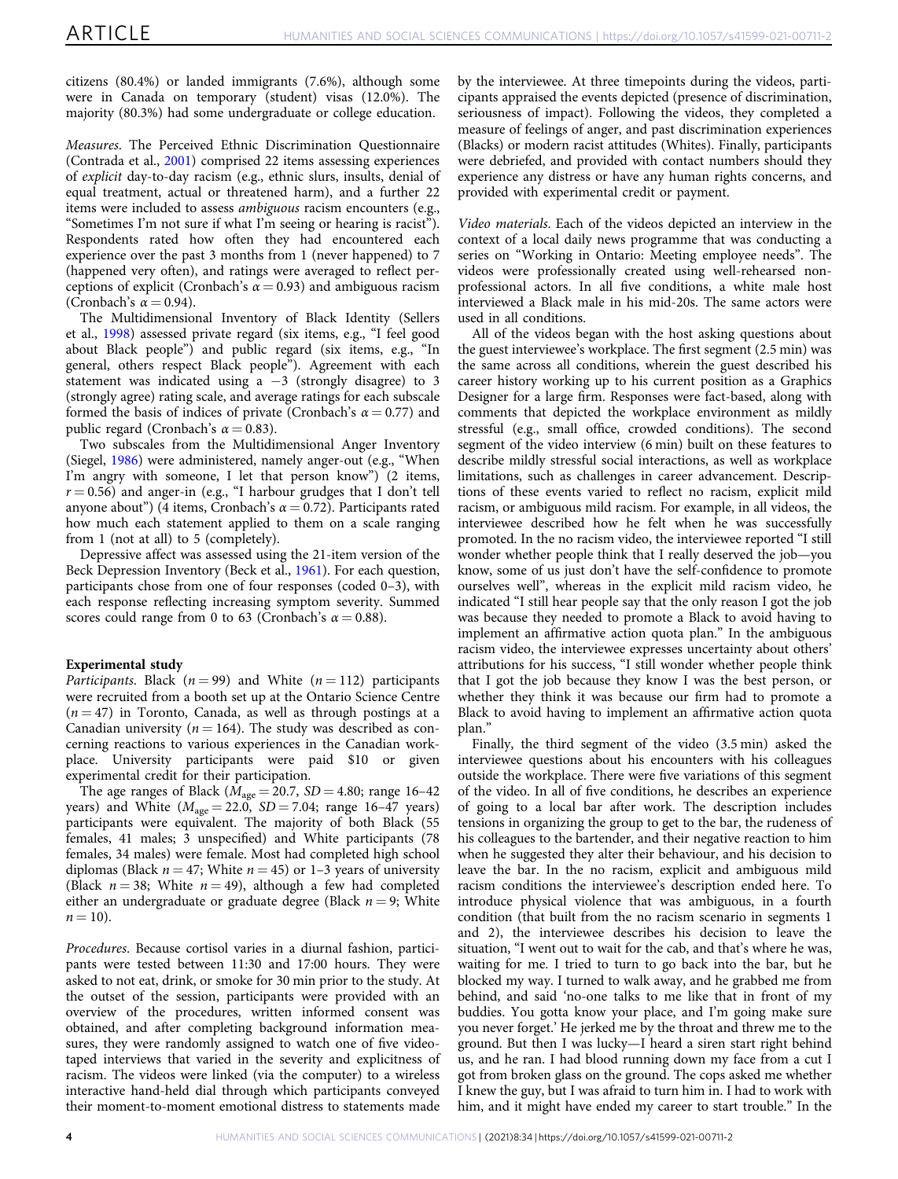citizens (80.4%) or landed immigrants (7.6%), although some were in Canada on temporary (student) visas (12.0%). The majority (80.3%) had some undergraduate or college education.

*Measures*. The Perceived Ethnic Discrimination Questionnaire (Contrada et al., 2001) comprised 22 items assessing experiences of *explicit* day-to-day racism (e.g., ethnic slurs, insults, denial of equal treatment, actual or threatened harm), and a further 22 items were included to assess *ambiguous* racism encounters (e.g., "Sometimes I'm not sure if what I'm seeing or hearing is racist"). Respondents rated how often they had encountered each experience over the past 3 months from 1 (never happened) to 7 (happened very often), and ratings were averaged to reflect perceptions of explicit (Cronbach's $\alpha = 0.93$) and ambiguous racism (Cronbach's $\alpha = 0.94$).

The Multidimensional Inventory of Black Identity (Sellers et al., 1998) assessed private regard (six items, e.g., "I feel good about Black people") and public regard (six items, e.g., "In general, others respect Black people"). Agreement with each statement was indicated using a −3 (strongly disagree) to 3 (strongly agree) rating scale, and average ratings for each subscale formed the basis of indices of private (Cronbach's $\alpha = 0.77$) and public regard (Cronbach's $\alpha = 0.83$).

Two subscales from the Multidimensional Anger Inventory (Siegel, 1986) were administered, namely anger-out (e.g., "When I'm angry with someone, I let that person know") (2 items, $r = 0.56$) and anger-in (e.g., "I harbour grudges that I don't tell anyone about") (4 items, Cronbach's $\alpha = 0.72$). Participants rated how much each statement applied to them on a scale ranging from 1 (not at all) to 5 (completely).

Depressive affect was assessed using the 21-item version of the Beck Depression Inventory (Beck et al., 1961). For each question, participants chose from one of four responses (coded 0–3), with each response reflecting increasing symptom severity. Summed scores could range from 0 to 63 (Cronbach's $\alpha = 0.88$).

### Experimental study

*Participants*. Black ($n = 99$) and White ($n = 112$) participants were recruited from a booth set up at the Ontario Science Centre ($n = 47$) in Toronto, Canada, as well as through postings at a Canadian university ($n = 164$). The study was described as concerning reactions to various experiences in the Canadian workplace. University participants were paid \$10 or given experimental credit for their participation.

The age ranges of Black ($M_{age} = 20.7$, $SD = 4.80$; range 16–42 years) and White ($M_{age} = 22.0$, $SD = 7.04$; range 16–47 years) participants were equivalent. The majority of both Black (55 females, 41 males; 3 unspecified) and White participants (78 females, 34 males) were female. Most had completed high school diplomas (Black $n = 47$; White $n = 45$) or 1–3 years of university (Black $n = 38$; White $n = 49$), although a few had completed either an undergraduate or graduate degree (Black $n = 9$; White $n = 10$).

*Procedures*. Because cortisol varies in a diurnal fashion, participants were tested between 11:30 and 17:00 hours. They were asked to not eat, drink, or smoke for 30 min prior to the study. At the outset of the session, participants were provided with an overview of the procedures, written informed consent was obtained, and after completing background information measures, they were randomly assigned to watch one of five videotaped interviews that varied in the severity and explicitness of racism. The videos were linked (via the computer) to a wireless interactive hand-held dial through which participants conveyed their moment-to-moment emotional distress to statements made by the interviewee. At three timepoints during the videos, participants appraised the events depicted (presence of discrimination, seriousness of impact). Following the videos, they completed a measure of feelings of anger, and past discrimination experiences (Blacks) or modern racist attitudes (Whites). Finally, participants were debriefed, and provided with contact numbers should they experience any distress or have any human rights concerns, and provided with experimental credit or payment.

*Video materials*. Each of the videos depicted an interview in the context of a local daily news programme that was conducting a series on "Working in Ontario: Meeting employee needs". The videos were professionally created using well-rehearsed non-professional actors. In all five conditions, a white male host interviewed a Black male in his mid-20s. The same actors were used in all conditions.

All of the videos began with the host asking questions about the guest interviewee's workplace. The first segment (2.5 min) was the same across all conditions, wherein the guest described his career history working up to his current position as a Graphics Designer for a large firm. Responses were fact-based, along with comments that depicted the workplace environment as mildly stressful (e.g., small office, crowded conditions). The second segment of the video interview (6 min) built on these features to describe mildly stressful social interactions, as well as workplace limitations, such as challenges in career advancement. Descriptions of these events varied to reflect no racism, explicit mild racism, or ambiguous mild racism. For example, in all videos, the interviewee described how he felt when he was successfully promoted. In the no racism video, the interviewee reported "I still wonder whether people think that I really deserved the job—you know, some of us just don't have the self-confidence to promote ourselves well", whereas in the explicit mild racism video, he indicated "I still hear people say that the only reason I got the job was because they needed to promote a Black to avoid having to implement an affirmative action quota plan." In the ambiguous racism video, the interviewee expresses uncertainty about others' attributions for his success, "I still wonder whether people think that I got the job because they know I was the best person, or whether they think it was because our firm had to promote a Black to avoid having to implement an affirmative action quota plan."

Finally, the third segment of the video (3.5 min) asked the interviewee questions about his encounters with his colleagues outside the workplace. There were five variations of this segment of the video. In all of five conditions, he describes an experience of going to a local bar after work. The description includes tensions in organizing the group to get to the bar, the rudeness of his colleagues to the bartender, and their negative reaction to him when he suggested they alter their behaviour, and his decision to leave the bar. In the no racism, explicit and ambiguous mild racism conditions the interviewee's description ended here. To introduce physical violence that was ambiguous, in a fourth condition (that built from the no racism scenario in segments 1 and 2), the interviewee describes his decision to leave the situation, "I went out to wait for the cab, and that's where he was, waiting for me. I tried to turn to go back into the bar, but he blocked my way. I turned to walk away, and he grabbed me from behind, and said 'no-one talks to me like that in front of my buddies. You gotta know your place, and I'm going make sure you never forget.' He jerked me by the throat and threw me to the ground. But then I was lucky—I heard a siren start right behind us, and he ran. I had blood running down my face from a cut I got from broken glass on the ground. The cops asked me whether I knew the guy, but I was afraid to turn him in. I had to work with him, and it might have ended my career to start trouble." In the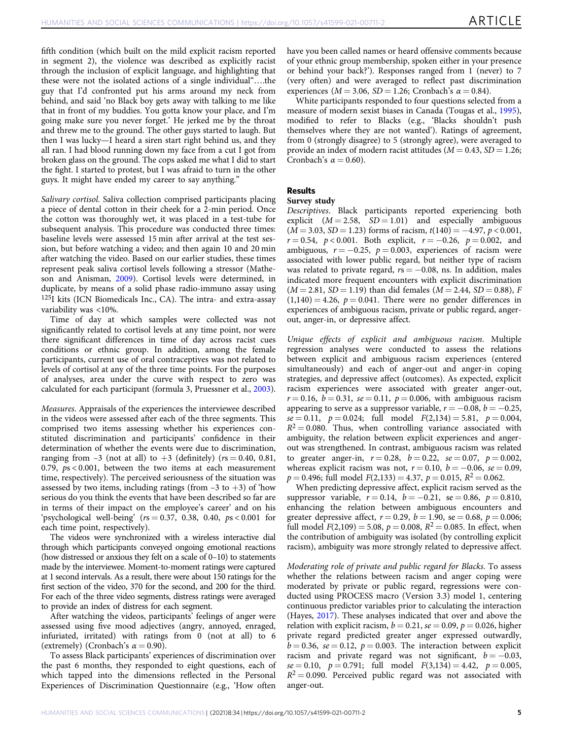fifth condition (which built on the mild explicit racism reported in segment 2), the violence was described as explicitly racist through the inclusion of explicit language, and highlighting that these were not the isolated actions of a single individual"….the guy that I'd confronted put his arms around my neck from behind, and said 'no Black boy gets away with talking to me like that in front of my buddies. You gotta know your place, and I'm going make sure you never forget.' He jerked me by the throat and threw me to the ground. The other guys started to laugh. But then I was lucky—I heard a siren start right behind us, and they all ran. I had blood running down my face from a cut I got from broken glass on the ground. The cops asked me what I did to start the fight. I started to protest, but I was afraid to turn in the other guys. It might have ended my career to say anything."

*Salivary cortisol*. Saliva collection comprised participants placing a piece of dental cotton in their cheek for a 2-min period. Once the cotton was thoroughly wet, it was placed in a test-tube for subsequent analysis. This procedure was conducted three times: baseline levels were assessed 15 min after arrival at the test session, but before watching a video; and then again 10 and 20 min after watching the video. Based on our earlier studies, these times represent peak saliva cortisol levels following a stressor (Matheson and Anisman, 2009). Cortisol levels were determined, in duplicate, by means of a solid phase radio-immuno assay using $^{125}$I kits (ICN Biomedicals Inc., CA). The intra- and extra-assay variability was <10%.

Time of day at which samples were collected was not significantly related to cortisol levels at any time point, nor were there significant differences in time of day across racist cues conditions or ethnic group. In addition, among the female participants, current use of oral contraceptives was not related to levels of cortisol at any of the three time points. For the purposes of analyses, area under the curve with respect to zero was calculated for each participant (formula 3, Pruessner et al., 2003).

*Measures*. Appraisals of the experiences the interviewee described in the videos were assessed after each of the three segments. This comprised two items assessing whether his experiences constituted discrimination and participants' confidence in their determination of whether the events were due to discrimination, ranging from –3 (not at all) to +3 (definitely) ($rs = 0.40$, 0.81, 0.79, $ps < 0.001$, between the two items at each measurement time, respectively). The perceived seriousness of the situation was assessed by two items, including ratings (from –3 to +3) of 'how serious do you think the events that have been described so far are in terms of their impact on the employee's career' and on his 'psychological well-being' ($rs = 0.37$, 0.38, 0.40, $ps < 0.001$ for each time point, respectively).

The videos were synchronized with a wireless interactive dial through which participants conveyed ongoing emotional reactions (how distressed or anxious they felt on a scale of 0–10) to statements made by the interviewee. Moment-to-moment ratings were captured at 1 second intervals. As a result, there were about 150 ratings for the first section of the video, 370 for the second, and 200 for the third. For each of the three video segments, distress ratings were averaged to provide an index of distress for each segment.

After watching the videos, participants' feelings of anger were assessed using five mood adjectives (angry, annoyed, enraged, infuriated, irritated) with ratings from 0 (not at all) to 6 (extremely) (Cronbach's $\alpha = 0.90$).

To assess Black participants' experiences of discrimination over the past 6 months, they responded to eight questions, each of which tapped into the dimensions reflected in the Personal Experiences of Discrimination Questionnaire (e.g., 'How often have you been called names or heard offensive comments because of your ethnic group membership, spoken either in your presence or behind your back?'). Responses ranged from 1 (never) to 7 (very often) and were averaged to reflect past discrimination experiences ($M = 3.06$, $SD = 1.26$; Cronbach's $\alpha = 0.84$).

White participants responded to four questions selected from a measure of modern sexist biases in Canada (Tougas et al., 1995), modified to refer to Blacks (e.g., 'Blacks shouldn't push themselves where they are not wanted'). Ratings of agreement, from 0 (strongly disagree) to 5 (strongly agree), were averaged to provide an index of modern racist attitudes ($M = 0.43$, $SD = 1.26$; Cronbach's $\alpha = 0.60$).

## Results

### Survey study

*Descriptives*. Black participants reported experiencing both explicit ($M = 2.58$, $SD = 1.01$) and especially ambiguous ($M = 3.03$, $SD = 1.23$) forms of racism, $t(140) = -4.97$, $p < 0.001$, $r = 0.54$, $p < 0.001$. Both explicit, $r = -0.26$, $p = 0.002$, and ambiguous, $r = -0.25$, $p = 0.003$, experiences of racism were associated with lower public regard, but neither type of racism was related to private regard, $rs = -0.08$, ns. In addition, males indicated more frequent encounters with explicit discrimination ($M = 2.81$, $SD = 1.19$) than did females ($M = 2.44$, $SD = 0.88$), $F(1,140) = 4.26$, $p = 0.041$. There were no gender differences in experiences of ambiguous racism, private or public regard, anger-out, anger-in, or depressive affect.

*Unique effects of explicit and ambiguous racism*. Multiple regression analyses were conducted to assess the relations between explicit and ambiguous racism experiences (entered simultaneously) and each of anger-out and anger-in coping strategies, and depressive affect (outcomes). As expected, explicit racism experiences were associated with greater anger-out, $r = 0.16$, $b = 0.31$, $se = 0.11$, $p = 0.006$, with ambiguous racism appearing to serve as a suppressor variable, $r = -0.08$, $b = -0.25$, $se = 0.11$, $p = 0.024$; full model $F(2,134) = 5.81$, $p = 0.004$, $R^2 = 0.080$. Thus, when controlling variance associated with ambiguity, the relation between explicit experiences and anger-out was strengthened. In contrast, ambiguous racism was related to greater anger-in, $r = 0.28$, $b = 0.22$, $se = 0.07$, $p = 0.002$, whereas explicit racism was not, $r = 0.10$, $b = -0.06$, $se = 0.09$, $p = 0.496$; full model $F(2,133) = 4.37$, $p = 0.015$, $R^2 = 0.062$.

When predicting depressive affect, explicit racism served as the suppressor variable, $r = 0.14$, $b = -0.21$, se = 0.86, $p = 0.810$, enhancing the relation between ambiguous encounters and greater depressive affect, $r = 0.29$, $b = 1.90$, se = 0.68, $p = 0.006$; full model $F(2,109) = 5.08$, $p = 0.008$, $R^2 = 0.085$. In effect, when the contribution of ambiguity was isolated (by controlling explicit racism), ambiguity was more strongly related to depressive affect.

*Moderating role of private and public regard for Blacks*. To assess whether the relations between racism and anger coping were moderated by private or public regard, regressions were conducted using PROCESS macro (Version 3.3) model 1, centering continuous predictor variables prior to calculating the interaction (Hayes, 2017). These analyses indicated that over and above the relation with explicit racism, $b = 0.21$, $se = 0.09$, $p = 0.026$, higher private regard predicted greater anger expressed outwardly, $b = 0.36$, $se = 0.12$, $p = 0.003$. The interaction between explicit racism and private regard was not significant, $b = -0.03$, $se = 0.10$, $p = 0.791$; full model $F(3,134) = 4.42$, $p = 0.005$, $R^2 = 0.090$. Perceived public regard was not associated with anger-out.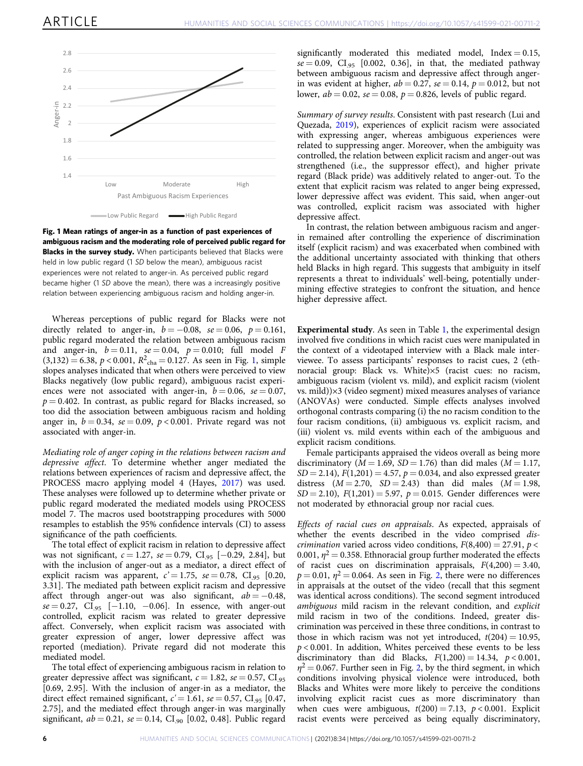2.8

2.6

2.4

2.2

2

1.8

1.6

1.4

Anger-in

Low

Moderate

High

Past Ambiguous Racism Experiences

Low Public Regard

High Public Regard

**Fig. 1 Mean ratings of anger-in as a function of past experiences of ambiguous racism and the moderating role of perceived public regard for Blacks in the survey study.** When participants believed that Blacks were held in low public regard (1 *SD* below the mean), ambiguous racist experiences were not related to anger-in. As perceived public regard became higher (1 *SD* above the mean), there was a increasingly positive relation between experiencing ambiguous racism and holding anger-in.

Whereas perceptions of public regard for Blacks were not directly related to anger-in, $b = -0.08$, $se = 0.06$, $p = 0.161$, public regard moderated the relation between ambiguous racism and anger-in, $b = 0.11$, $se = 0.04$, $p = 0.010$; full model $F(3,132) = 6.38$, $p < 0.001$, $R^2_{cha} = 0.127$. As seen in Fig. 1, simple slopes analyses indicated that when others were perceived to view Blacks negatively (low public regard), ambiguous racist experiences were not associated with anger-in, $b = 0.06$, $se = 0.07$, $p = 0.402$. In contrast, as public regard for Blacks increased, so too did the association between ambiguous racism and holding anger in, $b = 0.34$, $se = 0.09$, $p < 0.001$. Private regard was not associated with anger-in.

*Mediating role of anger coping in the relations between racism and depressive affect*. To determine whether anger mediated the relations between experiences of racism and depressive affect, the PROCESS macro applying model 4 (Hayes, 2017) was used. These analyses were followed up to determine whether private or public regard moderated the mediated models using PROCESS model 7. The macros used bootstrapping procedures with 5000 resamples to establish the 95% confidence intervals (CI) to assess significance of the path coefficients.

The total effect of explicit racism in relation to depressive affect was not significant, $c = 1.27$, $se = 0.79$, $CI_{.95}$ [−0.29, 2.84], but with the inclusion of anger-out as a mediator, a direct effect of explicit racism was apparent, $c' = 1.75$, $se = 0.78$, $CI_{.95}$ [0.20, 3.31]. The mediated path between explicit racism and depressive affect through anger-out was also significant, $ab = -0.48$, $se = 0.27$, $CI_{.95}$ [−1.10, −0.06]. In essence, with anger-out controlled, explicit racism was related to greater depressive affect. Conversely, when explicit racism was associated with greater expression of anger, lower depressive affect was reported (mediation). Private regard did not moderate this mediated model.

The total effect of experiencing ambiguous racism in relation to greater depressive affect was significant, $c = 1.82$, $se = 0.57$, $CI_{.95}$ [0.69, 2.95]. With the inclusion of anger-in as a mediator, the direct effect remained significant, $c' = 1.61$, $se = 0.57$, $CI_{.95}$ [0.47, 2.75], and the mediated effect through anger-in was marginally significant, $ab = 0.21$, $se = 0.14$, $CI_{.90}$ [0.02, 0.48]. Public regard significantly moderated this mediated model, Index = 0.15, $se = 0.09$, $CI_{.95}$ [0.002, 0.36], in that, the mediated pathway between ambiguous racism and depressive affect through anger-in was evident at higher, $ab = 0.27$, $se = 0.14$, $p = 0.012$, but not lower, $ab = 0.02$, $se = 0.08$, $p = 0.826$, levels of public regard.

*Summary of survey results*. Consistent with past research (Lui and Quezada, 2019), experiences of explicit racism were associated with expressing anger, whereas ambiguous experiences were related to suppressing anger. Moreover, when the ambiguity was controlled, the relation between explicit racism and anger-out was strengthened (i.e., the suppressor effect), and higher private regard (Black pride) was additively related to anger-out. To the extent that explicit racism was related to anger being expressed, lower depressive affect was evident. This said, when anger-out was controlled, explicit racism was associated with higher depressive affect.

In contrast, the relation between ambiguous racism and anger-in remained after controlling the experience of discrimination itself (explicit racism) and was exacerbated when combined with the additional uncertainty associated with thinking that others held Blacks in high regard. This suggests that ambiguity in itself represents a threat to individuals' well-being, potentially undermining effective strategies to confront the situation, and hence higher depressive affect.

**Experimental study**. As seen in Table 1, the experimental design involved five conditions in which racist cues were manipulated in the context of a videotaped interview with a Black male interviewee. To assess participants' responses to racist cues, 2 (ethnoracial group: Black vs. White)×5 (racist cues: no racism, ambiguous racism (violent vs. mild), and explicit racism (violent vs. mild))×3 (video segment) mixed measures analyses of variance (ANOVAs) were conducted. Simple effects analyses involved orthogonal contrasts comparing (i) the no racism condition to the four racism conditions, (ii) ambiguous vs. explicit racism, and (iii) violent vs. mild events within each of the ambiguous and explicit racism conditions.

Female participants appraised the videos overall as being more discriminatory ($M = 1.69$, $SD = 1.76$) than did males ($M = 1.17$, $SD = 2.14$), $F(1,201) = 4.57$, $p = 0.034$, and also expressed greater distress ($M = 2.70$, $SD = 2.43$) than did males ($M = 1.98$, $SD = 2.10$), $F(1,201) = 5.97$, $p = 0.015$. Gender differences were not moderated by ethnoracial group nor racial cues.

*Effects of racial cues on appraisals*. As expected, appraisals of whether the events described in the video comprised *discrimination* varied across video conditions, $F(8,400) = 27.91$, $p < 0.001$, $\eta^2 = 0.358$. Ethnoracial group further moderated the effects of racist cues on discrimination appraisals, $F(4,200) = 3.40$, $p = 0.01$, $\eta^2 = 0.064$. As seen in Fig. 2, there were no differences in appraisals at the outset of the video (recall that this segment was identical across conditions). The second segment introduced *ambiguous* mild racism in the relevant condition, and *explicit* mild racism in two of the conditions. Indeed, greater discrimination was perceived in these three conditions, in contrast to those in which racism was not yet introduced, $t(204) = 10.95$, $p < 0.001$. In addition, Whites perceived these events to be less discriminatory than did Blacks, $F(1,200) = 14.34$, $p < 0.001$, $\eta^2 = 0.067$. Further seen in Fig. 2, by the third segment, in which conditions involving physical violence were introduced, both Blacks and Whites were more likely to perceive the conditions involving explicit racist cues as more discriminatory than when cues were ambiguous, $t(200) = 7.13$, $p < 0.001$. Explicit racist events were perceived as being equally discriminatory,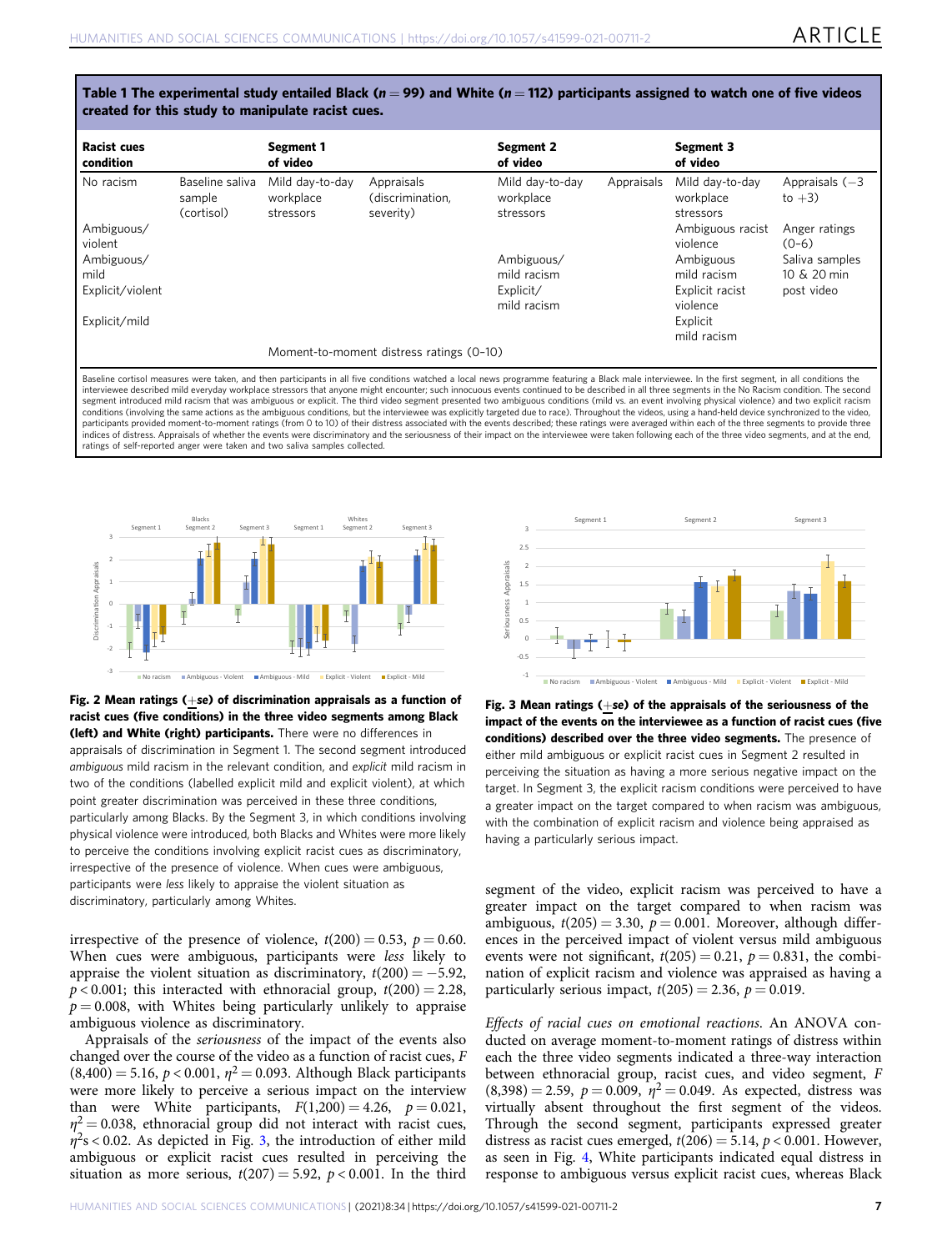**Table 1 The experimental study entailed Black ($n = 99$) and White ($n = 112$) participants assigned to watch one of five videos created for this study to manipulate racist cues.**

| Racist cues condition | | Segment 1 of video | | Segment 2 of video | | Segment 3 of video | |
|---|---|---|---|---|---|---|---|
| No racism | Baseline saliva sample (cortisol) | Mild day-to-day workplace stressors | Appraisals (discrimination, severity) | Mild day-to-day workplace stressors | Appraisals | Mild day-to-day workplace stressors | Appraisals (−3 to +3) |
| Ambiguous/ violent | | | | | | Ambiguous racist violence | Anger ratings (0–6) |
| Ambiguous/ mild | | | | Ambiguous/ mild racism | | Ambiguous mild racism | Saliva samples 10 & 20 min post video |
| Explicit/violent | | | | Explicit/ mild racism | | Explicit racist violence | |
| Explicit/mild | | | | | | Explicit mild racism | |
| | | Moment-to-moment distress ratings (0–10) | | | | | |

Baseline cortisol measures were taken, and then participants in all five conditions watched a local news programme featuring a Black male interviewee. In the first segment, in all conditions the interviewee described mild everyday workplace stressors that anyone might encounter; such innocuous events continued to be described in all three segments in the No Racism condition. The second segment introduced mild racism that was ambiguous or explicit. The third video segment presented two ambiguous conditions (mild vs. an event involving physical violence) and two explicit racism conditions (involving the same actions as the ambiguous conditions, but the interviewee was explicitly targeted due to race). Throughout the videos, using a hand-held device synchronized to the video, participants provided moment-to-moment ratings (from 0 to 10) of their distress associated with the events described; these ratings were averaged within each of the three segments to provide three indices of distress. Appraisals of whether the events were discriminatory and the seriousness of their impact on the interviewee were taken following each of the three video segments, and at the end, ratings of self-reported anger were taken and two saliva samples collected.

Blacks
Whites
Segment 1 Segment 2 Segment 3 Segment 1 Segment 2 Segment 3
Discrimination Appraisals
3 2 1 0 -1 -2 -3
No racism Ambiguous - Violent Ambiguous - Mild Explicit - Violent Explicit - Mild

**Fig. 2 Mean ratings (±se) of discrimination appraisals as a function of racist cues (five conditions) in the three video segments among Black (left) and White (right) participants.** There were no differences in appraisals of discrimination in Segment 1. The second segment introduced *ambiguous* mild racism in the relevant condition, and *explicit* mild racism in two of the conditions (labelled explicit mild and explicit violent), at which point greater discrimination was perceived in these three conditions, particularly among Blacks. By the Segment 3, in which conditions involving physical violence were introduced, both Blacks and Whites were more likely to perceive the conditions involving explicit racist cues as discriminatory, irrespective of the presence of violence. When cues were ambiguous, participants were *less* likely to appraise the violent situation as discriminatory, particularly among Whites.

Segment 1 Segment 2 Segment 3
Seriousness Appraisals
3 2.5 2 1.5 1 0.5 0 -0.5 -1
No racism Ambiguous - Violent Ambiguous - Mild Explicit - Violent Explicit - Mild

**Fig. 3 Mean ratings (±se) of the appraisals of the seriousness of the impact of the events on the interviewee as a function of racist cues (five conditions) described over the three video segments.** The presence of either mild ambiguous or explicit racist cues in Segment 2 resulted in perceiving the situation as having a more serious negative impact on the target. In Segment 3, the explicit racism conditions were perceived to have a greater impact on the target compared to when racism was ambiguous, with the combination of explicit racism and violence being appraised as having a particularly serious impact.

irrespective of the presence of violence, $t(200) = 0.53$, $p = 0.60$. When cues were ambiguous, participants were *less* likely to appraise the violent situation as discriminatory, $t(200) = -5.92$, $p < 0.001$; this interacted with ethnoracial group, $t(200) = 2.28$, $p = 0.008$, with Whites being particularly unlikely to appraise ambiguous violence as discriminatory.

Appraisals of the *seriousness* of the impact of the events also changed over the course of the video as a function of racist cues, $F(8,400) = 5.16$, $p < 0.001$, $\eta^2 = 0.093$. Although Black participants were more likely to perceive a serious impact on the interview than were White participants, $F(1,200) = 4.26$, $p = 0.021$, $\eta^2 = 0.038$, ethnoracial group did not interact with racist cues, $\eta^2\text{s} < 0.02$. As depicted in Fig. 3, the introduction of either mild ambiguous or explicit racist cues resulted in perceiving the situation as more serious, $t(207) = 5.92$, $p < 0.001$. In the third segment of the video, explicit racism was perceived to have a greater impact on the target compared to when racism was ambiguous, $t(205) = 3.30$, $p = 0.001$. Moreover, although differences in the perceived impact of violent versus mild ambiguous events were not significant, $t(205) = 0.21$, $p = 0.831$, the combination of explicit racism and violence was appraised as having a particularly serious impact, $t(205) = 2.36$, $p = 0.019$.

*Effects of racial cues on emotional reactions*. An ANOVA conducted on average moment-to-moment ratings of distress within each the three video segments indicated a three-way interaction between ethnoracial group, racist cues, and video segment, $F(8,398) = 2.59$, $p = 0.009$, $\eta^2 = 0.049$. As expected, distress was virtually absent throughout the first segment of the videos. Through the second segment, participants expressed greater distress as racist cues emerged, $t(206) = 5.14$, $p < 0.001$. However, as seen in Fig. 4, White participants indicated equal distress in response to ambiguous versus explicit racist cues, whereas Black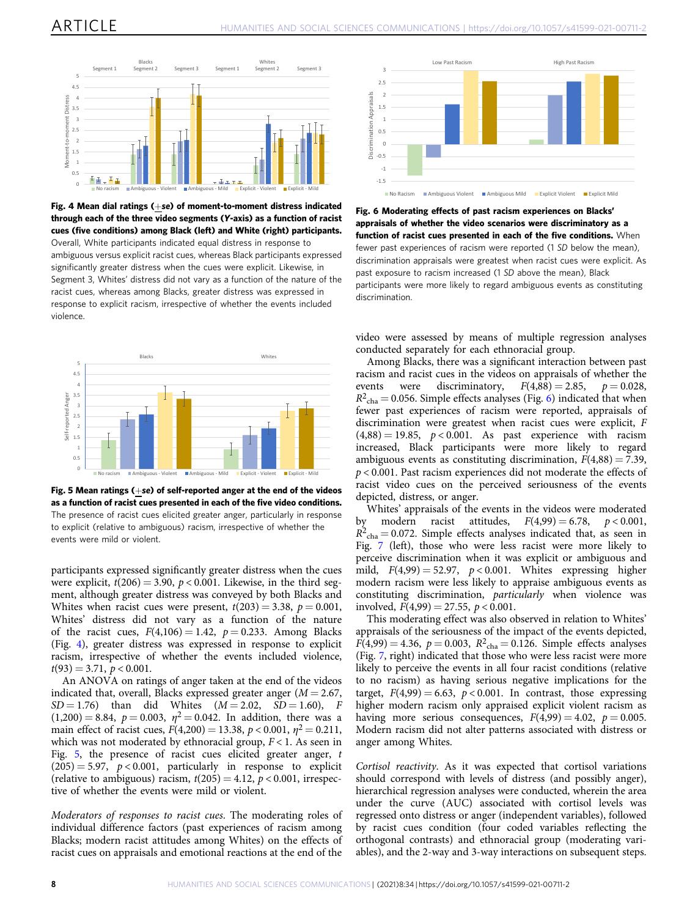Blacks

Whites

Segment 1 Segment 2 Segment 3 Segment 1 Segment 2 Segment 3

Moment-to-moment Distress

5
4.5
4
3.5
3
2.5
2
1.5
1
0.5
0

No racism Ambiguous - Violent Ambiguous - Mild Explicit - Violent Explicit - Mild

**Fig. 4 Mean dial ratings (±*se*) of moment-to-moment distress indicated through each of the three video segments (*Y*-axis) as a function of racist cues (five conditions) among Black (left) and White (right) participants.** Overall, White participants indicated equal distress in response to ambiguous versus explicit racist cues, whereas Black participants expressed significantly greater distress when the cues were explicit. Likewise, in Segment 3, Whites' distress did not vary as a function of the nature of the racist cues, whereas among Blacks, greater distress was expressed in response to explicit racism, irrespective of whether the events included violence.

Blacks

Whites

Self-reported Anger

5
4.5
4
3.5
3
2.5
2
1.5
1
0.5
0

No racism Ambiguous - Violent Ambiguous - Mild Explicit - Violent Explicit - Mild

**Fig. 5 Mean ratings (±se) of self-reported anger at the end of the videos as a function of racist cues presented in each of the five video conditions.** The presence of racist cues elicited greater anger, particularly in response to explicit (relative to ambiguous) racism, irrespective of whether the events were mild or violent.

Low Past Racism

High Past Racism

Discrimination Appraisals

3
2.5
2
1.5
1
0.5
0
-0.5
-1
-1.5

No Racism Ambiguous Violent Ambiguous Mild Explicit Violent Explicit Mild

**Fig. 6 Moderating effects of past racism experiences on Blacks' appraisals of whether the video scenarios were discriminatory as a function of racist cues presented in each of the five conditions.** When fewer past experiences of racism were reported (1 *SD* below the mean), discrimination appraisals were greatest when racist cues were explicit. As past exposure to racism increased (1 *SD* above the mean), Black participants were more likely to regard ambiguous events as constituting discrimination.

participants expressed significantly greater distress when the cues were explicit, $t(206) = 3.90$, $p < 0.001$. Likewise, in the third segment, although greater distress was conveyed by both Blacks and Whites when racist cues were present, $t(203) = 3.38$, $p = 0.001$, Whites' distress did not vary as a function of the nature of the racist cues, $F(4,106) = 1.42$, $p = 0.233$. Among Blacks (Fig. 4), greater distress was expressed in response to explicit racism, irrespective of whether the events included violence, $t(93) = 3.71$, $p < 0.001$.

An ANOVA on ratings of anger taken at the end of the videos indicated that, overall, Blacks expressed greater anger ($M = 2.67$, $SD = 1.76$) than did Whites ($M = 2.02$, $SD = 1.60$), $F(1,200) = 8.84$, $p = 0.003$, $\eta^2 = 0.042$. In addition, there was a main effect of racist cues, $F(4,200) = 13.38$, $p < 0.001$, $\eta^2 = 0.211$, which was not moderated by ethnoracial group, $F < 1$. As seen in Fig. 5, the presence of racist cues elicited greater anger, $t(205) = 5.97$, $p < 0.001$, particularly in response to explicit (relative to ambiguous) racism, $t(205) = 4.12$, $p < 0.001$, irrespective of whether the events were mild or violent.

*Moderators of responses to racist cues*. The moderating roles of individual difference factors (past experiences of racism among Blacks; modern racist attitudes among Whites) on the effects of racist cues on appraisals and emotional reactions at the end of the video were assessed by means of multiple regression analyses conducted separately for each ethnoracial group.

Among Blacks, there was a significant interaction between past racism and racist cues in the videos on appraisals of whether the events were discriminatory, $F(4,88) = 2.85$, $p = 0.028$, $R^2_{cha} = 0.056$. Simple effects analyses (Fig. 6) indicated that when fewer past experiences of racism were reported, appraisals of discrimination were greatest when racist cues were explicit, $F(4,88) = 19.85$, $p < 0.001$. As past experience with racism increased, Black participants were more likely to regard ambiguous events as constituting discrimination, $F(4,88) = 7.39$, $p < 0.001$. Past racism experiences did not moderate the effects of racist video cues on the perceived seriousness of the events depicted, distress, or anger.

Whites' appraisals of the events in the videos were moderated by modern racist attitudes, $F(4,99) = 6.78$, $p < 0.001$, $R^2_{cha} = 0.072$. Simple effects analyses indicated that, as seen in Fig. 7 (left), those who were less racist were more likely to perceive discrimination when it was explicit or ambiguous and mild, $F(4,99) = 52.97$, $p < 0.001$. Whites expressing higher modern racism were less likely to appraise ambiguous events as constituting discrimination, *particularly* when violence was involved, $F(4,99) = 27.55$, $p < 0.001$.

This moderating effect was also observed in relation to Whites' appraisals of the seriousness of the impact of the events depicted, $F(4,99) = 4.36$, $p = 0.003$, $R^2_{cha} = 0.126$. Simple effects analyses (Fig. 7, right) indicated that those who were less racist were more likely to perceive the events in all four racist conditions (relative to no racism) as having serious negative implications for the target, $F(4,99) = 6.63$, $p < 0.001$. In contrast, those expressing higher modern racism only appraised explicit violent racism as having more serious consequences, $F(4,99) = 4.02$, $p = 0.005$. Modern racism did not alter patterns associated with distress or anger among Whites.

*Cortisol reactivity*. As it was expected that cortisol variations should correspond with levels of distress (and possibly anger), hierarchical regression analyses were conducted, wherein the area under the curve (AUC) associated with cortisol levels was regressed onto distress or anger (independent variables), followed by racist cues condition (four coded variables reflecting the orthogonal contrasts) and ethnoracial group (moderating variables), and the 2-way and 3-way interactions on subsequent steps.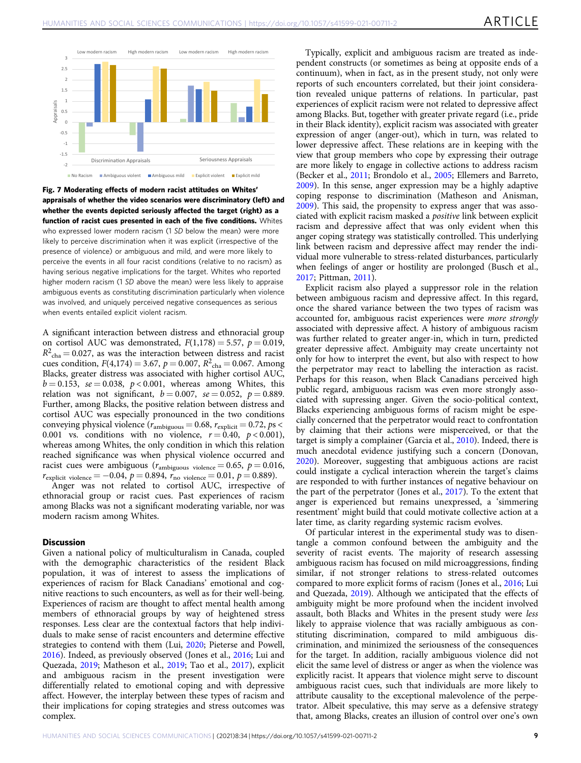**Fig. 7 Moderating effects of modern racist attitudes on Whites' appraisals of whether the video scenarios were discriminatory (left) and whether the events depicted seriously affected the target (right) as a function of racist cues presented in each of the five conditions.** Whites who expressed lower modern racism (1 *SD* below the mean) were more likely to perceive discrimination when it was explicit (irrespective of the presence of violence) or ambiguous and mild, and were more likely to perceive the events in all four racist conditions (relative to no racism) as having serious negative implications for the target. Whites who reported higher modern racism (1 *SD* above the mean) were less likely to appraise ambiguous events as constituting discrimination particularly when violence was involved, and uniquely perceived negative consequences as serious when events entailed explicit violent racism.

A significant interaction between distress and ethnoracial group on cortisol AUC was demonstrated, $F(1,178) = 5.57$, $p = 0.019$, $R^2_{\text{cha}} = 0.027$, as was the interaction between distress and racist cues condition, $F(4,174) = 3.67$, $p = 0.007$, $R^2_{\text{cha}} = 0.067$. Among Blacks, greater distress was associated with higher cortisol AUC, $b = 0.153$, $se = 0.038$, $p < 0.001$, whereas among Whites, this relation was not significant, $b = 0.007$, $se = 0.052$, $p = 0.889$. Further, among Blacks, the positive relation between distress and cortisol AUC was especially pronounced in the two conditions conveying physical violence ($r_{\text{ambiguous}} = 0.68$, $r_{\text{explicit}} = 0.72$, $ps < 0.001$ vs. conditions with no violence, $r = 0.40$, $p < 0.001$), whereas among Whites, the only condition in which this relation reached significance was when physical violence occurred and racist cues were ambiguous ($r_{\text{ambiguous violence}} = 0.65$, $p = 0.016$, $r_{\text{explicit violence}} = -0.04$, $p = 0.894$, $r_{\text{no violence}} = 0.01$, $p = 0.889$).

Anger was not related to cortisol AUC, irrespective of ethnoracial group or racist cues. Past experiences of racism among Blacks was not a significant moderating variable, nor was modern racism among Whites.

## Discussion

Given a national policy of multiculturalism in Canada, coupled with the demographic characteristics of the resident Black population, it was of interest to assess the implications of experiences of racism for Black Canadians' emotional and cognitive reactions to such encounters, as well as for their well-being. Experiences of racism are thought to affect mental health among members of ethnoracial groups by way of heightened stress responses. Less clear are the contextual factors that help individuals to make sense of racist encounters and determine effective strategies to contend with them (Lui, 2020; Pieterse and Powell, 2016). Indeed, as previously observed (Jones et al., 2016; Lui and Quezada, 2019; Matheson et al., 2019; Tao et al., 2017), explicit and ambiguous racism in the present investigation were differentially related to emotional coping and with depressive affect. However, the interplay between these types of racism and their implications for coping strategies and stress outcomes was complex.

Typically, explicit and ambiguous racism are treated as independent constructs (or sometimes as being at opposite ends of a continuum), when in fact, as in the present study, not only were reports of such encounters correlated, but their joint consideration revealed unique patterns of relations. In particular, past experiences of explicit racism were not related to depressive affect among Blacks. But, together with greater private regard (i.e., pride in their Black identity), explicit racism was associated with greater expression of anger (anger-out), which in turn, was related to lower depressive affect. These relations are in keeping with the view that group members who cope by expressing their outrage are more likely to engage in collective actions to address racism (Becker et al., 2011; Brondolo et al., 2005; Ellemers and Barreto, 2009). In this sense, anger expression may be a highly adaptive coping response to discrimination (Matheson and Anisman, 2009). This said, the propensity to express anger that was associated with explicit racism masked a *positive* link between explicit racism and depressive affect that was only evident when this anger coping strategy was statistically controlled. This underlying link between racism and depressive affect may render the individual more vulnerable to stress-related disturbances, particularly when feelings of anger or hostility are prolonged (Busch et al., 2017; Pittman, 2011).

Explicit racism also played a suppressor role in the relation between ambiguous racism and depressive affect. In this regard, once the shared variance between the two types of racism was accounted for, ambiguous racist experiences were *more strongly* associated with depressive affect. A history of ambiguous racism was further related to greater anger-in, which in turn, predicted greater depressive affect. Ambiguity may create uncertainty not only for how to interpret the event, but also with respect to how the perpetrator may react to labelling the interaction as racist. Perhaps for this reason, when Black Canadians perceived high public regard, ambiguous racism was even more strongly associated with supressing anger. Given the socio-political context, Blacks experiencing ambiguous forms of racism might be especially concerned that the perpetrator would react to confrontation by claiming that their actions were misperceived, or that the target is simply a complainer (Garcia et al., 2010). Indeed, there is much anecdotal evidence justifying such a concern (Donovan, 2020). Moreover, suggesting that ambiguous actions are racist could instigate a cyclical interaction wherein the target's claims are responded to with further instances of negative behaviour on the part of the perpetrator (Jones et al., 2017). To the extent that anger is experienced but remains unexpressed, a 'simmering resentment' might build that could motivate collective action at a later time, as clarity regarding systemic racism evolves.

Of particular interest in the experimental study was to disentangle a common confound between the ambiguity and the severity of racist events. The majority of research assessing ambiguous racism has focused on mild microaggressions, finding similar, if not stronger relations to stress-related outcomes compared to more explicit forms of racism (Jones et al., 2016; Lui and Quezada, 2019). Although we anticipated that the effects of ambiguity might be more profound when the incident involved assault, both Blacks and Whites in the present study were *less* likely to appraise violence that was racially ambiguous as constituting discrimination, compared to mild ambiguous discrimination, and minimized the seriousness of the consequences for the target. In addition, racially ambiguous violence did not elicit the same level of distress or anger as when the violence was explicitly racist. It appears that violence might serve to discount ambiguous racist cues, such that individuals are more likely to attribute causality to the exceptional malevolence of the perpetrator. Albeit speculative, this may serve as a defensive strategy that, among Blacks, creates an illusion of control over one's own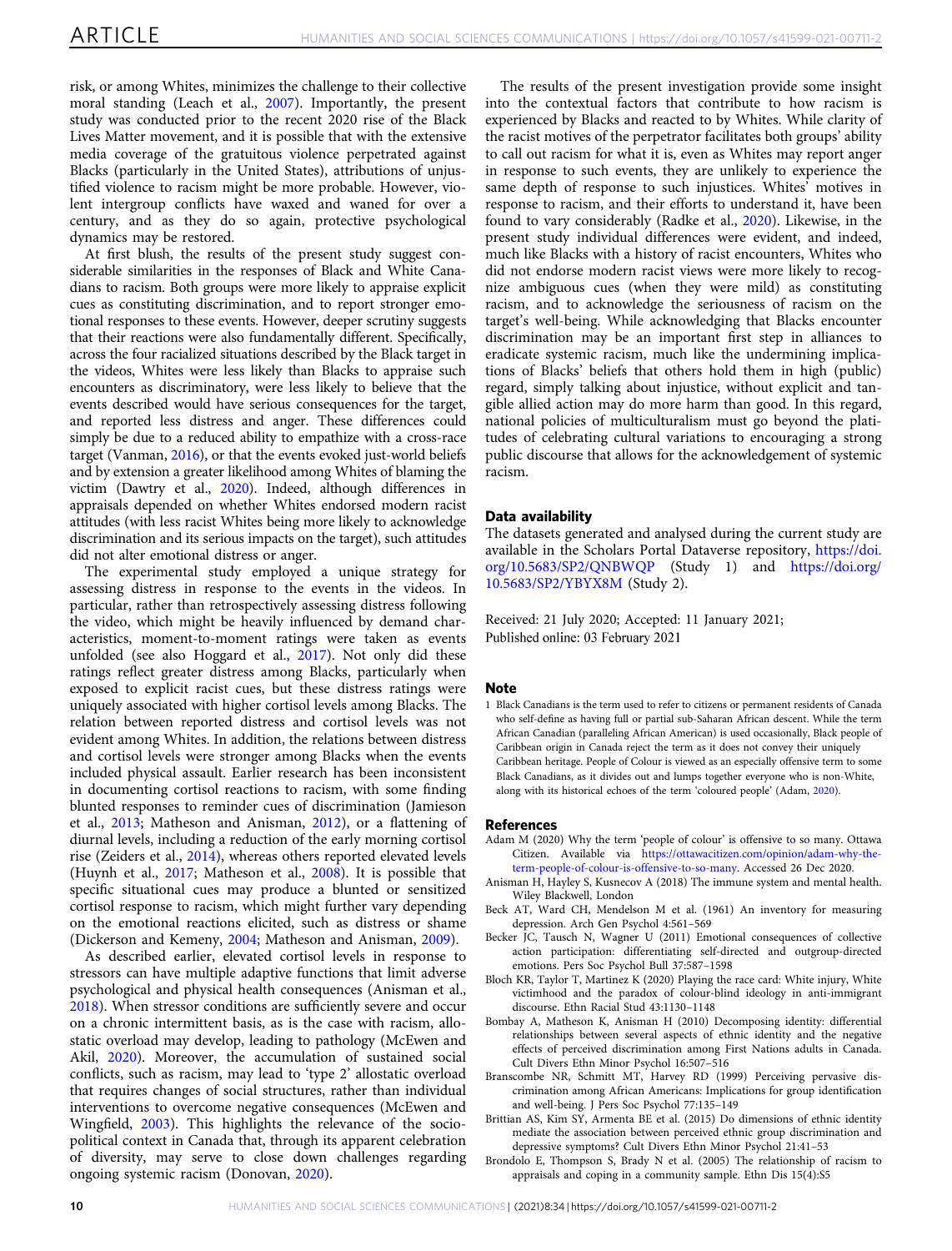risk, or among Whites, minimizes the challenge to their collective moral standing (Leach et al., 2007). Importantly, the present study was conducted prior to the recent 2020 rise of the Black Lives Matter movement, and it is possible that with the extensive media coverage of the gratuitous violence perpetrated against Blacks (particularly in the United States), attributions of unjustified violence to racism might be more probable. However, violent intergroup conflicts have waxed and waned for over a century, and as they do so again, protective psychological dynamics may be restored.

At first blush, the results of the present study suggest considerable similarities in the responses of Black and White Canadians to racism. Both groups were more likely to appraise explicit cues as constituting discrimination, and to report stronger emotional responses to these events. However, deeper scrutiny suggests that their reactions were also fundamentally different. Specifically, across the four racialized situations described by the Black target in the videos, Whites were less likely than Blacks to appraise such encounters as discriminatory, were less likely to believe that the events described would have serious consequences for the target, and reported less distress and anger. These differences could simply be due to a reduced ability to empathize with a cross-race target (Vanman, 2016), or that the events evoked just-world beliefs and by extension a greater likelihood among Whites of blaming the victim (Dawtry et al., 2020). Indeed, although differences in appraisals depended on whether Whites endorsed modern racist attitudes (with less racist Whites being more likely to acknowledge discrimination and its serious impacts on the target), such attitudes did not alter emotional distress or anger.

The experimental study employed a unique strategy for assessing distress in response to the events in the videos. In particular, rather than retrospectively assessing distress following the video, which might be heavily influenced by demand characteristics, moment-to-moment ratings were taken as events unfolded (see also Hoggard et al., 2017). Not only did these ratings reflect greater distress among Blacks, particularly when exposed to explicit racist cues, but these distress ratings were uniquely associated with higher cortisol levels among Blacks. The relation between reported distress and cortisol levels was not evident among Whites. In addition, the relations between distress and cortisol levels were stronger among Blacks when the events included physical assault. Earlier research has been inconsistent in documenting cortisol reactions to racism, with some finding blunted responses to reminder cues of discrimination (Jamieson et al., 2013; Matheson and Anisman, 2012), or a flattening of diurnal levels, including a reduction of the early morning cortisol rise (Zeiders et al., 2014), whereas others reported elevated levels (Huynh et al., 2017; Matheson et al., 2008). It is possible that specific situational cues may produce a blunted or sensitized cortisol response to racism, which might further vary depending on the emotional reactions elicited, such as distress or shame (Dickerson and Kemeny, 2004; Matheson and Anisman, 2009).

As described earlier, elevated cortisol levels in response to stressors can have multiple adaptive functions that limit adverse psychological and physical health consequences (Anisman et al., 2018). When stressor conditions are sufficiently severe and occur on a chronic intermittent basis, as is the case with racism, allostatic overload may develop, leading to pathology (McEwen and Akil, 2020). Moreover, the accumulation of sustained social conflicts, such as racism, may lead to 'type 2' allostatic overload that requires changes of social structures, rather than individual interventions to overcome negative consequences (McEwen and Wingfield, 2003). This highlights the relevance of the sociopolitical context in Canada that, through its apparent celebration of diversity, may serve to close down challenges regarding ongoing systemic racism (Donovan, 2020).

The results of the present investigation provide some insight into the contextual factors that contribute to how racism is experienced by Blacks and reacted to by Whites. While clarity of the racist motives of the perpetrator facilitates both groups' ability to call out racism for what it is, even as Whites may report anger in response to such events, they are unlikely to experience the same depth of response to such injustices. Whites' motives in response to racism, and their efforts to understand it, have been found to vary considerably (Radke et al., 2020). Likewise, in the present study individual differences were evident, and indeed, much like Blacks with a history of racist encounters, Whites who did not endorse modern racist views were more likely to recognize ambiguous cues (when they were mild) as constituting racism, and to acknowledge the seriousness of racism on the target's well-being. While acknowledging that Blacks encounter discrimination may be an important first step in alliances to eradicate systemic racism, much like the undermining implications of Blacks' beliefs that others hold them in high (public) regard, simply talking about injustice, without explicit and tangible allied action may do more harm than good. In this regard, national policies of multiculturalism must go beyond the platitudes of celebrating cultural variations to encouraging a strong public discourse that allows for the acknowledgement of systemic racism.

## Data availability

The datasets generated and analysed during the current study are available in the Scholars Portal Dataverse repository, https://doi.org/10.5683/SP2/QNBWQP (Study 1) and https://doi.org/10.5683/SP2/YBYX8M (Study 2).

Received: 21 July 2020; Accepted: 11 January 2021;
Published online: 03 February 2021

## Note

1 Black Canadians is the term used to refer to citizens or permanent residents of Canada who self-define as having full or partial sub-Saharan African descent. While the term African Canadian (paralleling African American) is used occasionally, Black people of Caribbean origin in Canada reject the term as it does not convey their uniquely Caribbean heritage. People of Colour is viewed as an especially offensive term to some Black Canadians, as it divides out and lumps together everyone who is non-White, along with its historical echoes of the term 'coloured people' (Adam, 2020).

## References

Adam M (2020) Why the term 'people of colour' is offensive to so many. Ottawa Citizen. Available via https://ottawacitizen.com/opinion/adam-why-the-term-people-of-colour-is-offensive-to-so-many. Accessed 26 Dec 2020.

Anisman H, Hayley S, Kusnecov A (2018) The immune system and mental health. Wiley Blackwell, London

Beck AT, Ward CH, Mendelson M et al. (1961) An inventory for measuring depression. Arch Gen Psychol 4:561–569

Becker JC, Tausch N, Wagner U (2011) Emotional consequences of collective action participation: differentiating self-directed and outgroup-directed emotions. Pers Soc Psychol Bull 37:587–1598

Bloch KR, Taylor T, Martinez K (2020) Playing the race card: White injury, White victimhood and the paradox of colour-blind ideology in anti-immigrant discourse. Ethn Racial Stud 43:1130–1148

Bombay A, Matheson K, Anisman H (2010) Decomposing identity: differential relationships between several aspects of ethnic identity and the negative effects of perceived discrimination among First Nations adults in Canada. Cult Divers Ethn Minor Psychol 16:507–516

Branscombe NR, Schmitt MT, Harvey RD (1999) Perceiving pervasive discrimination among African Americans: Implications for group identification and well-being. J Pers Soc Psychol 77:135–149

Brittian AS, Kim SY, Armenta BE et al. (2015) Do dimensions of ethnic identity mediate the association between perceived ethnic group discrimination and depressive symptoms? Cult Divers Ethn Minor Psychol 21:41–53

Brondolo E, Thompson S, Brady N et al. (2005) The relationship of racism to appraisals and coping in a community sample. Ethn Dis 15(4):S5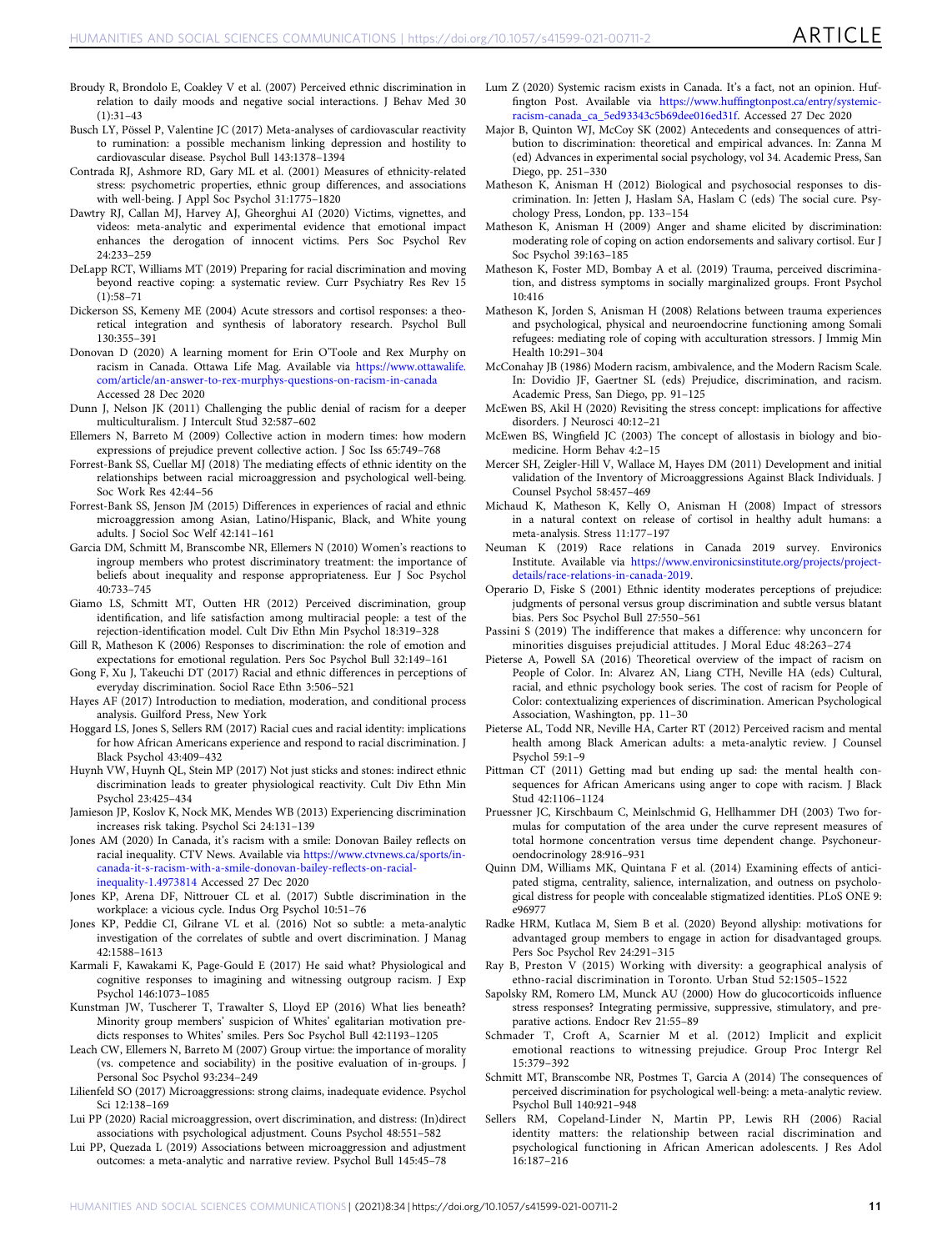Broudy R, Brondolo E, Coakley V et al. (2007) Perceived ethnic discrimination in relation to daily moods and negative social interactions. J Behav Med 30 (1):31–43

Busch LY, Pössel P, Valentine JC (2017) Meta-analyses of cardiovascular reactivity to rumination: a possible mechanism linking depression and hostility to cardiovascular disease. Psychol Bull 143:1378–1394

Contrada RJ, Ashmore RD, Gary ML et al. (2001) Measures of ethnicity-related stress: psychometric properties, ethnic group differences, and associations with well-being. J Appl Soc Psychol 31:1775–1820

Dawtry RJ, Callan MJ, Harvey AJ, Gheorghui AI (2020) Victims, vignettes, and videos: meta-analytic and experimental evidence that emotional impact enhances the derogation of innocent victims. Pers Soc Psychol Rev 24:233–259

DeLapp RCT, Williams MT (2019) Preparing for racial discrimination and moving beyond reactive coping: a systematic review. Curr Psychiatry Res Rev 15 (1):58–71

Dickerson SS, Kemeny ME (2004) Acute stressors and cortisol responses: a theoretical integration and synthesis of laboratory research. Psychol Bull 130:355–391

Donovan D (2020) A learning moment for Erin O'Toole and Rex Murphy on racism in Canada. Ottawa Life Mag. Available via https://www.ottawalife.com/article/an-answer-to-rex-murphys-questions-on-racism-in-canada Accessed 28 Dec 2020

Dunn J, Nelson JK (2011) Challenging the public denial of racism for a deeper multiculturalism. J Intercult Stud 32:587–602

Ellemers N, Barreto M (2009) Collective action in modern times: how modern expressions of prejudice prevent collective action. J Soc Iss 65:749–768

Forrest-Bank SS, Cuellar MJ (2018) The mediating effects of ethnic identity on the relationships between racial microaggression and psychological well-being. Soc Work Res 42:44–56

Forrest-Bank SS, Jenson JM (2015) Differences in experiences of racial and ethnic microaggression among Asian, Latino/Hispanic, Black, and White young adults. J Sociol Soc Welf 42:141–161

Garcia DM, Schmitt M, Branscombe NR, Ellemers N (2010) Women's reactions to ingroup members who protest discriminatory treatment: the importance of beliefs about inequality and response appropriateness. Eur J Soc Psychol 40:733–745

Giamo LS, Schmitt MT, Outten HR (2012) Perceived discrimination, group identification, and life satisfaction among multiracial people: a test of the rejection-identification model. Cult Div Ethn Min Psychol 18:319–328

Gill R, Matheson K (2006) Responses to discrimination: the role of emotion and expectations for emotional regulation. Pers Soc Psychol Bull 32:149–161

Gong F, Xu J, Takeuchi DT (2017) Racial and ethnic differences in perceptions of everyday discrimination. Sociol Race Ethn 3:506–521

Hayes AF (2017) Introduction to mediation, moderation, and conditional process analysis. Guilford Press, New York

Hoggard LS, Jones S, Sellers RM (2017) Racial cues and racial identity: implications for how African Americans experience and respond to racial discrimination. J Black Psychol 43:409–432

Huynh VW, Huynh QL, Stein MP (2017) Not just sticks and stones: indirect ethnic discrimination leads to greater physiological reactivity. Cult Div Ethn Min Psychol 23:425–434

Jamieson JP, Koslov K, Nock MK, Mendes WB (2013) Experiencing discrimination increases risk taking. Psychol Sci 24:131–139

Jones AM (2020) In Canada, it's racism with a smile: Donovan Bailey reflects on racial inequality. CTV News. Available via https://www.ctvnews.ca/sports/in-canada-it-s-racism-with-a-smile-donovan-bailey-reflects-on-racial-inequality-1.4973814 Accessed 27 Dec 2020

Jones KP, Arena DF, Nittrouer CL et al. (2017) Subtle discrimination in the workplace: a vicious cycle. Indus Org Psychol 10:51–76

Jones KP, Peddie CI, Gilrane VL et al. (2016) Not so subtle: a meta-analytic investigation of the correlates of subtle and overt discrimination. J Manag 42:1588–1613

Karmali F, Kawakami K, Page-Gould E (2017) He said what? Physiological and cognitive responses to imagining and witnessing outgroup racism. J Exp Psychol 146:1073–1085

Kunstman JW, Tuscherer T, Trawalter S, Lloyd EP (2016) What lies beneath? Minority group members' suspicion of Whites' egalitarian motivation predicts responses to Whites' smiles. Pers Soc Psychol Bull 42:1193–1205

Leach CW, Ellemers N, Barreto M (2007) Group virtue: the importance of morality (vs. competence and sociability) in the positive evaluation of in-groups. J Personal Soc Psychol 93:234–249

Lilienfeld SO (2017) Microaggressions: strong claims, inadequate evidence. Psychol Sci 12:138–169

Lui PP (2020) Racial microaggression, overt discrimination, and distress: (In)direct associations with psychological adjustment. Couns Psychol 48:551–582

Lui PP, Quezada L (2019) Associations between microaggression and adjustment outcomes: a meta-analytic and narrative review. Psychol Bull 145:45–78

Lum Z (2020) Systemic racism exists in Canada. It's a fact, not an opinion. Huffington Post. Available via https://www.huffingtonpost.ca/entry/systemic-racism-canada_ca_5ed93343c5b69dee016ed31f. Accessed 27 Dec 2020

Major B, Quinton WJ, McCoy SK (2002) Antecedents and consequences of attribution to discrimination: theoretical and empirical advances. In: Zanna M (ed) Advances in experimental social psychology, vol 34. Academic Press, San Diego, pp. 251–330

Matheson K, Anisman H (2012) Biological and psychosocial responses to discrimination. In: Jetten J, Haslam SA, Haslam C (eds) The social cure. Psychology Press, London, pp. 133–154

Matheson K, Anisman H (2009) Anger and shame elicited by discrimination: moderating role of coping on action endorsements and salivary cortisol. Eur J Soc Psychol 39:163–185

Matheson K, Foster MD, Bombay A et al. (2019) Trauma, perceived discrimination, and distress symptoms in socially marginalized groups. Front Psychol 10:416

Matheson K, Jorden S, Anisman H (2008) Relations between trauma experiences and psychological, physical and neuroendocrine functioning among Somali refugees: mediating role of coping with acculturation stressors. J Immig Min Health 10:291–304

McConahay JB (1986) Modern racism, ambivalence, and the Modern Racism Scale. In: Dovidio JF, Gaertner SL (eds) Prejudice, discrimination, and racism. Academic Press, San Diego, pp. 91–125

McEwen BS, Akil H (2020) Revisiting the stress concept: implications for affective disorders. J Neurosci 40:12–21

McEwen BS, Wingfield JC (2003) The concept of allostasis in biology and biomedicine. Horm Behav 4:2–15

Mercer SH, Zeigler-Hill V, Wallace M, Hayes DM (2011) Development and initial validation of the Inventory of Microaggressions Against Black Individuals. J Counsel Psychol 58:457–469

Michaud K, Matheson K, Kelly O, Anisman H (2008) Impact of stressors in a natural context on release of cortisol in healthy adult humans: a meta-analysis. Stress 11:177–197

Neuman K (2019) Race relations in Canada 2019 survey. Environics Institute. Available via https://www.environicsinstitute.org/projects/project-details/race-relations-in-canada-2019.

Operario D, Fiske S (2001) Ethnic identity moderates perceptions of prejudice: judgments of personal versus group discrimination and subtle versus blatant bias. Pers Soc Psychol Bull 27:550–561

Passini S (2019) The indifference that makes a difference: why unconcern for minorities disguises prejudicial attitudes. J Moral Educ 48:263–274

Pieterse A, Powell SA (2016) Theoretical overview of the impact of racism on People of Color. In: Alvarez AN, Liang CTH, Neville HA (eds) Cultural, racial, and ethnic psychology book series. The cost of racism for People of Color: contextualizing experiences of discrimination. American Psychological Association, Washington, pp. 11–30

Pieterse AL, Todd NR, Neville HA, Carter RT (2012) Perceived racism and mental health among Black American adults: a meta-analytic review. J Counsel Psychol 59:1–9

Pittman CT (2011) Getting mad but ending up sad: the mental health consequences for African Americans using anger to cope with racism. J Black Stud 42:1106–1124

Pruessner JC, Kirschbaum C, Meinlschmid G, Hellhammer DH (2003) Two formulas for computation of the area under the curve represent measures of total hormone concentration versus time dependent change. Psychoneuroendocrinology 28:916–931

Quinn DM, Williams MK, Quintana F et al. (2014) Examining effects of anticipated stigma, centrality, salience, internalization, and outness on psychological distress for people with concealable stigmatized identities. PLoS ONE 9: e96977

Radke HRM, Kutlaca M, Siem B et al. (2020) Beyond allyship: motivations for advantaged group members to engage in action for disadvantaged groups. Pers Soc Psychol Rev 24:291–315

Ray B, Preston V (2015) Working with diversity: a geographical analysis of ethno-racial discrimination in Toronto. Urban Stud 52:1505–1522

Sapolsky RM, Romero LM, Munck AU (2000) How do glucocorticoids influence stress responses? Integrating permissive, suppressive, stimulatory, and preparative actions. Endocr Rev 21:55–89

Schmader T, Croft A, Scarnier M et al. (2012) Implicit and explicit emotional reactions to witnessing prejudice. Group Proc Intergr Rel 15:379–392

Schmitt MT, Branscombe NR, Postmes T, Garcia A (2014) The consequences of perceived discrimination for psychological well-being: a meta-analytic review. Psychol Bull 140:921–948

Sellers RM, Copeland-Linder N, Martin PP, Lewis RH (2006) Racial identity matters: the relationship between racial discrimination and psychological functioning in African American adolescents. J Res Adol 16:187–216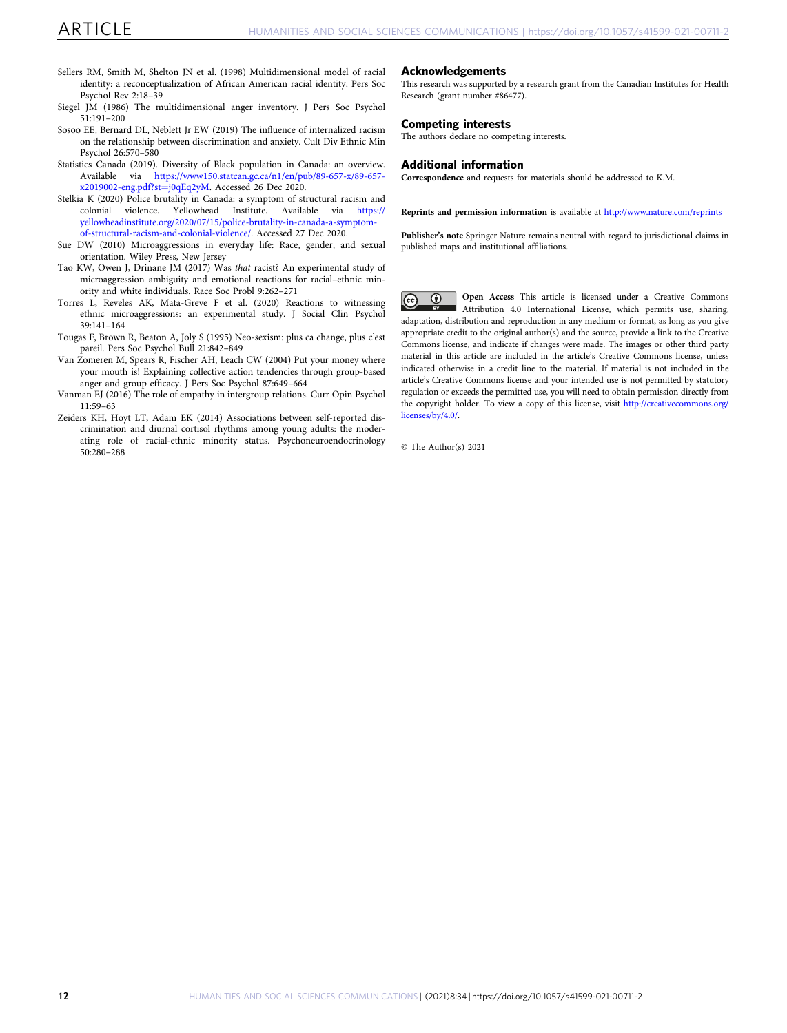Sellers RM, Smith M, Shelton JN et al. (1998) Multidimensional model of racial identity: a reconceptualization of African American racial identity. Pers Soc Psychol Rev 2:18–39

Siegel JM (1986) The multidimensional anger inventory. J Pers Soc Psychol 51:191–200

Sosoo EE, Bernard DL, Neblett Jr EW (2019) The influence of internalized racism on the relationship between discrimination and anxiety. Cult Div Ethnic Min Psychol 26:570–580

Statistics Canada (2019). Diversity of Black population in Canada: an overview. Available via https://www150.statcan.gc.ca/n1/en/pub/89-657-x/89-657-x2019002-eng.pdf?st=j0qEq2yM. Accessed 26 Dec 2020.

Stelkia K (2020) Police brutality in Canada: a symptom of structural racism and colonial violence. Yellowhead Institute. Available via https://yellowheadinstitute.org/2020/07/15/police-brutality-in-canada-a-symptom-of-structural-racism-and-colonial-violence/. Accessed 27 Dec 2020.

Sue DW (2010) Microaggressions in everyday life: Race, gender, and sexual orientation. Wiley Press, New Jersey

Tao KW, Owen J, Drinane JM (2017) Was *that* racist? An experimental study of microaggression ambiguity and emotional reactions for racial–ethnic minority and white individuals. Race Soc Probl 9:262–271

Torres L, Reveles AK, Mata-Greve F et al. (2020) Reactions to witnessing ethnic microaggressions: an experimental study. J Social Clin Psychol 39:141–164

Tougas F, Brown R, Beaton A, Joly S (1995) Neo-sexism: plus ca change, plus c'est pareil. Pers Soc Psychol Bull 21:842–849

Van Zomeren M, Spears R, Fischer AH, Leach CW (2004) Put your money where your mouth is! Explaining collective action tendencies through group-based anger and group efficacy. J Pers Soc Psychol 87:649–664

Vanman EJ (2016) The role of empathy in intergroup relations. Curr Opin Psychol 11:59–63

Zeiders KH, Hoyt LT, Adam EK (2014) Associations between self-reported discrimination and diurnal cortisol rhythms among young adults: the moderating role of racial-ethnic minority status. Psychoneuroendocrinology 50:280–288

## Acknowledgements

This research was supported by a research grant from the Canadian Institutes for Health Research (grant number #86477).

## Competing interests

The authors declare no competing interests.

## Additional information

**Correspondence** and requests for materials should be addressed to K.M.

**Reprints and permission information** is available at http://www.nature.com/reprints

**Publisher's note** Springer Nature remains neutral with regard to jurisdictional claims in published maps and institutional affiliations.

**Open Access** This article is licensed under a Creative Commons Attribution 4.0 International License, which permits use, sharing, adaptation, distribution and reproduction in any medium or format, as long as you give appropriate credit to the original author(s) and the source, provide a link to the Creative Commons license, and indicate if changes were made. The images or other third party material in this article are included in the article's Creative Commons license, unless indicated otherwise in a credit line to the material. If material is not included in the article's Creative Commons license and your intended use is not permitted by statutory regulation or exceeds the permitted use, you will need to obtain permission directly from the copyright holder. To view a copy of this license, visit http://creativecommons.org/licenses/by/4.0/.

© The Author(s) 2021